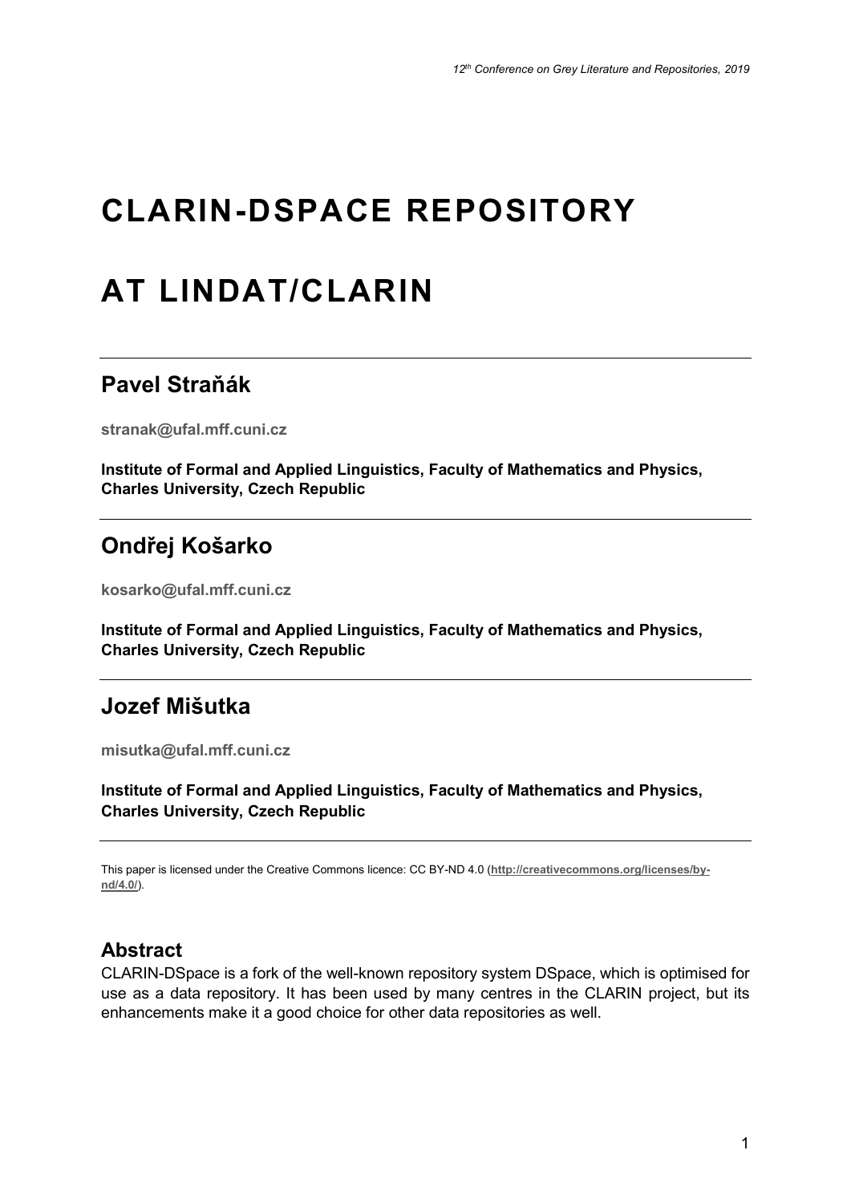# CLARIN-DSPACE REPOSITORY AT LINDAT/CLARIN

## Pavel Straňák

**stranak@ufal.mff.cuni.cz**

**Institute of Formal and Applied Linguistics, Faculty of Mathematics and Physics, Charles University, Czech Republic**

## Ondřej Košarko

**kosarko@ufal.mff.cuni.cz**

**Institute of Formal and Applied Linguistics, Faculty of Mathematics and Physics, Charles University, Czech Republic**

## Jozef Mišutka

**misutka@ufal.mff.cuni.cz**

**Institute of Formal and Applied Linguistics, Faculty of Mathematics and Physics, Charles University, Czech Republic**

This paper is licensed under the Creative Commons licence: CC BY-ND 4.0 (**http://creativecommons.org/licenses/by-nd/4.0/**).

### Abstract

CLARIN-DSpace is a fork of the well-known repository system DSpace, which is optimised for use as a data repository. It has been used by many centres in the CLARIN project, but its enhancements make it a good choice for other data repositories as well.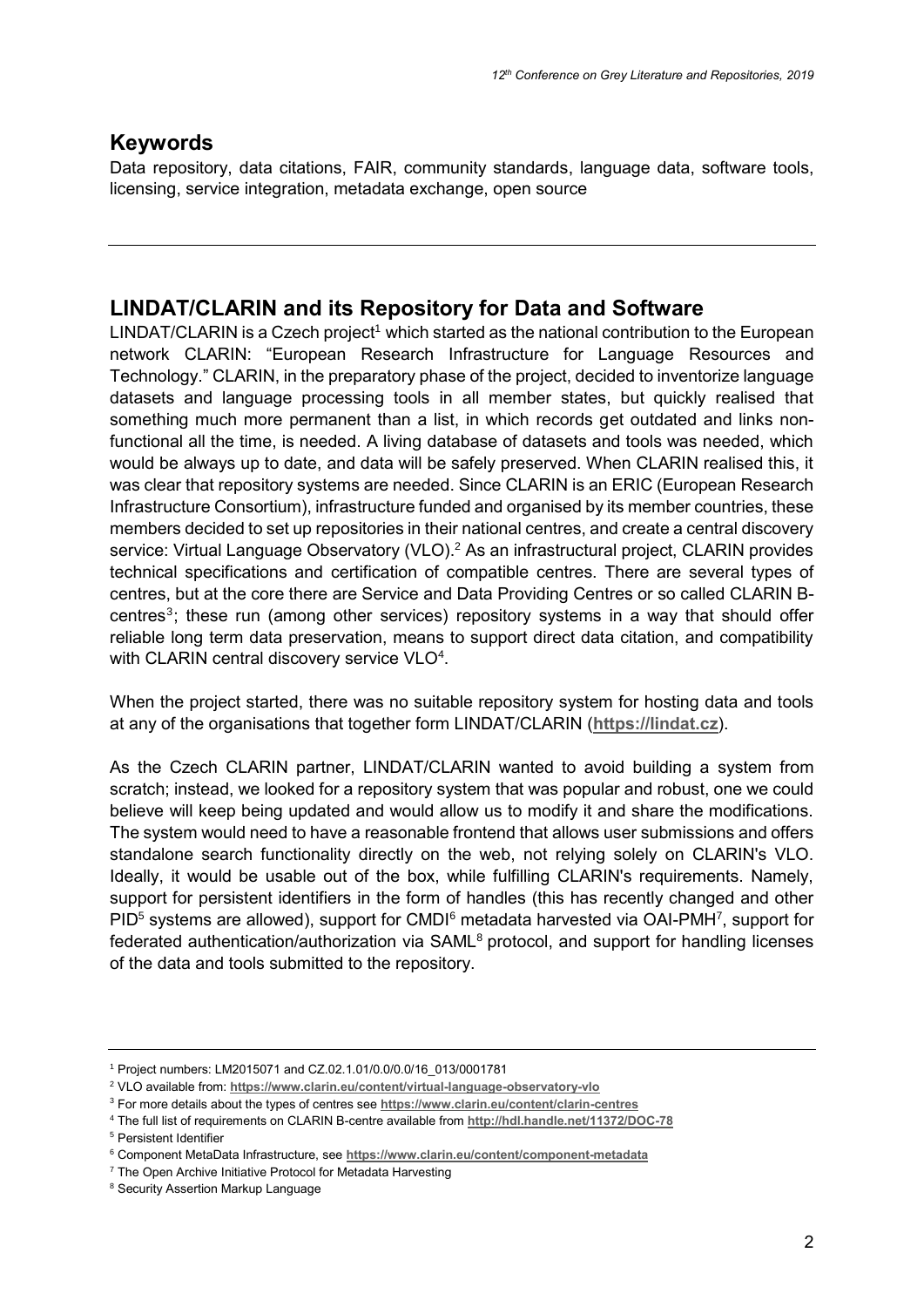## Keywords

Data repository, data citations, FAIR, community standards, language data, software tools, licensing, service integration, metadata exchange, open source

---

## LINDAT/CLARIN and its Repository for Data and Software

LINDAT/CLARIN is a Czech project[1] which started as the national contribution to the European network CLARIN: "European Research Infrastructure for Language Resources and Technology." CLARIN, in the preparatory phase of the project, decided to inventorize language datasets and language processing tools in all member states, but quickly realised that something much more permanent than a list, in which records get outdated and links non-functional all the time, is needed. A living database of datasets and tools was needed, which would be always up to date, and data will be safely preserved. When CLARIN realised this, it was clear that repository systems are needed. Since CLARIN is an ERIC (European Research Infrastructure Consortium), infrastructure funded and organised by its member countries, these members decided to set up repositories in their national centres, and create a central discovery service: Virtual Language Observatory (VLO).[2] As an infrastructural project, CLARIN provides technical specifications and certification of compatible centres. There are several types of centres, but at the core there are Service and Data Providing Centres or so called CLARIN B-centres[3]; these run (among other services) repository systems in a way that should offer reliable long term data preservation, means to support direct data citation, and compatibility with CLARIN central discovery service VLO[4].

When the project started, there was no suitable repository system for hosting data and tools at any of the organisations that together form LINDAT/CLARIN (**https://lindat.cz**).

As the Czech CLARIN partner, LINDAT/CLARIN wanted to avoid building a system from scratch; instead, we looked for a repository system that was popular and robust, one we could believe will keep being updated and would allow us to modify it and share the modifications. The system would need to have a reasonable frontend that allows user submissions and offers standalone search functionality directly on the web, not relying solely on CLARIN's VLO. Ideally, it would be usable out of the box, while fulfilling CLARIN's requirements. Namely, support for persistent identifiers in the form of handles (this has recently changed and other PID[5] systems are allowed), support for CMDI[6] metadata harvested via OAI-PMH[7], support for federated authentication/authorization via SAML[8] protocol, and support for handling licenses of the data and tools submitted to the repository.

---

[1] Project numbers: LM2015071 and CZ.02.1.01/0.0/0.0/16_013/0001781

[2] VLO available from: **https://www.clarin.eu/content/virtual-language-observatory-vlo**

[3] For more details about the types of centres see **https://www.clarin.eu/content/clarin-centres**

[4] The full list of requirements on CLARIN B-centre available from **http://hdl.handle.net/11372/DOC-78**

[5] Persistent Identifier

[6] Component MetaData Infrastructure, see **https://www.clarin.eu/content/component-metadata**

[7] The Open Archive Initiative Protocol for Metadata Harvesting

[8] Security Assertion Markup Language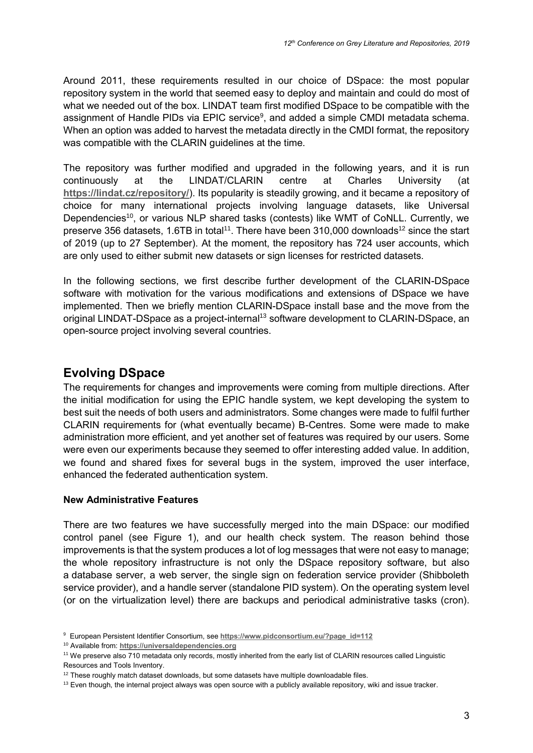Around 2011, these requirements resulted in our choice of DSpace: the most popular repository system in the world that seemed easy to deploy and maintain and could do most of what we needed out of the box. LINDAT team first modified DSpace to be compatible with the assignment of Handle PIDs via EPIC service[9], and added a simple CMDI metadata schema. When an option was added to harvest the metadata directly in the CMDI format, the repository was compatible with the CLARIN guidelines at the time.

The repository was further modified and upgraded in the following years, and it is run continuously at the LINDAT/CLARIN centre at Charles University (at **https://lindat.cz/repository/**). Its popularity is steadily growing, and it became a repository of choice for many international projects involving language datasets, like Universal Dependencies[10], or various NLP shared tasks (contests) like WMT of CoNLL. Currently, we preserve 356 datasets, 1.6TB in total[11]. There have been 310,000 downloads[12] since the start of 2019 (up to 27 September). At the moment, the repository has 724 user accounts, which are only used to either submit new datasets or sign licenses for restricted datasets.

In the following sections, we first describe further development of the CLARIN-DSpace software with motivation for the various modifications and extensions of DSpace we have implemented. Then we briefly mention CLARIN-DSpace install base and the move from the original LINDAT-DSpace as a project-internal[13] software development to CLARIN-DSpace, an open-source project involving several countries.

## Evolving DSpace

The requirements for changes and improvements were coming from multiple directions. After the initial modification for using the EPIC handle system, we kept developing the system to best suit the needs of both users and administrators. Some changes were made to fulfil further CLARIN requirements for (what eventually became) B-Centres. Some were made to make administration more efficient, and yet another set of features was required by our users. Some were even our experiments because they seemed to offer interesting added value. In addition, we found and shared fixes for several bugs in the system, improved the user interface, enhanced the federated authentication system.

#### New Administrative Features

There are two features we have successfully merged into the main DSpace: our modified control panel (see Figure 1), and our health check system. The reason behind those improvements is that the system produces a lot of log messages that were not easy to manage; the whole repository infrastructure is not only the DSpace repository software, but also a database server, a web server, the single sign on federation service provider (Shibboleth service provider), and a handle server (standalone PID system). On the operating system level (or on the virtualization level) there are backups and periodical administrative tasks (cron).

---

[9] European Persistent Identifier Consortium, see **https://www.pidconsortium.eu/?page_id=112**

[10] Available from: **https://universaldependencies.org**

[11] We preserve also 710 metadata only records, mostly inherited from the early list of CLARIN resources called Linguistic Resources and Tools Inventory.

[12] These roughly match dataset downloads, but some datasets have multiple downloadable files.

[13] Even though, the internal project always was open source with a publicly available repository, wiki and issue tracker.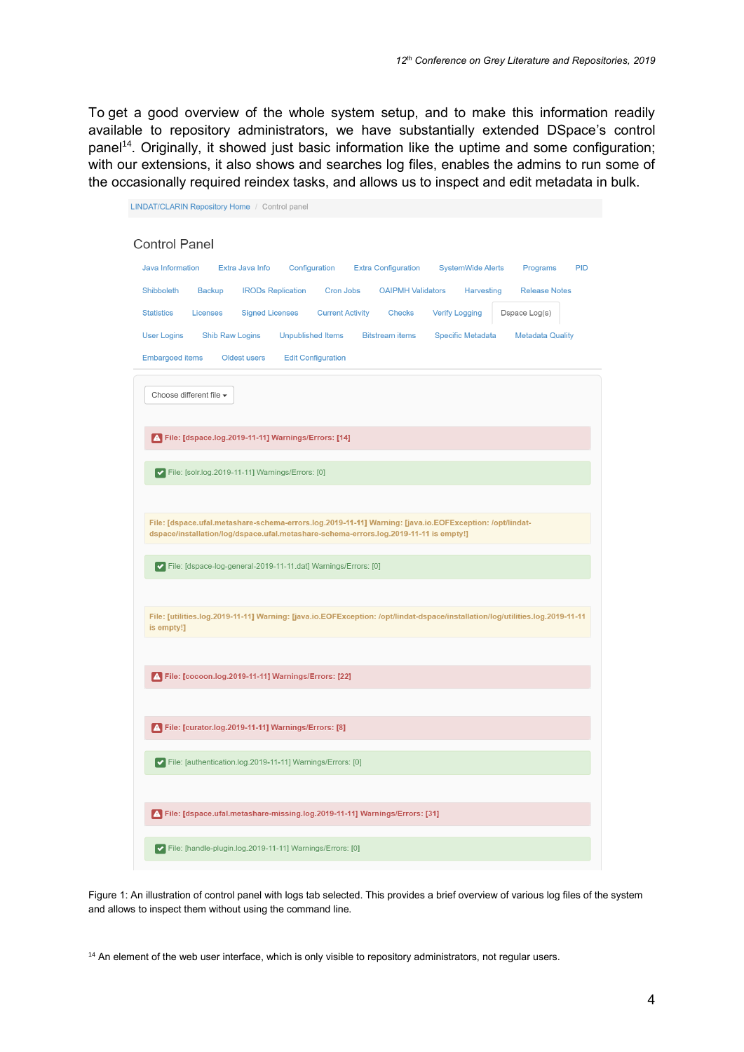To get a good overview of the whole system setup, and to make this information readily available to repository administrators, we have substantially extended DSpace's control panel[14]. Originally, it showed just basic information like the uptime and some configuration; with our extensions, it also shows and searches log files, enables the admins to run some of the occasionally required reindex tasks, and allows us to inspect and edit metadata in bulk.

Figure 1: An illustration of control panel with logs tab selected. This provides a brief overview of various log files of the system and allows to inspect them without using the command line.

[14] An element of the web user interface, which is only visible to repository administrators, not regular users.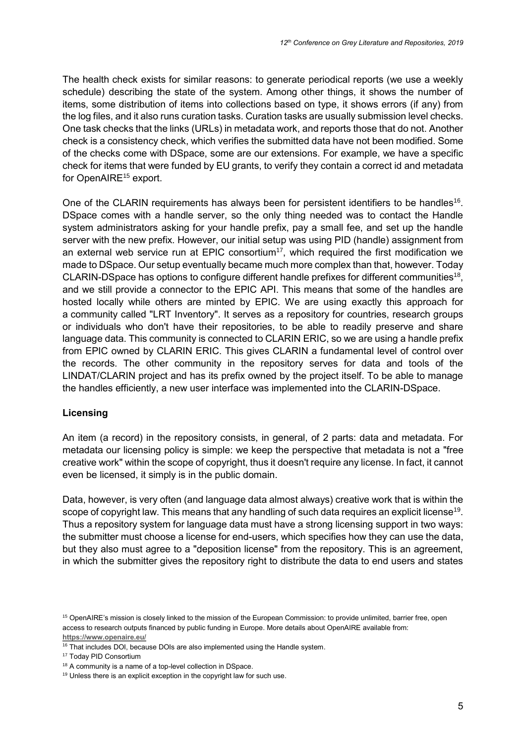The health check exists for similar reasons: to generate periodical reports (we use a weekly schedule) describing the state of the system. Among other things, it shows the number of items, some distribution of items into collections based on type, it shows errors (if any) from the log files, and it also runs curation tasks. Curation tasks are usually submission level checks. One task checks that the links (URLs) in metadata work, and reports those that do not. Another check is a consistency check, which verifies the submitted data have not been modified. Some of the checks come with DSpace, some are our extensions. For example, we have a specific check for items that were funded by EU grants, to verify they contain a correct id and metadata for OpenAIRE[15] export.

One of the CLARIN requirements has always been for persistent identifiers to be handles[16]. DSpace comes with a handle server, so the only thing needed was to contact the Handle system administrators asking for your handle prefix, pay a small fee, and set up the handle server with the new prefix. However, our initial setup was using PID (handle) assignment from an external web service run at EPIC consortium[17], which required the first modification we made to DSpace. Our setup eventually became much more complex than that, however. Today CLARIN-DSpace has options to configure different handle prefixes for different communities[18], and we still provide a connector to the EPIC API. This means that some of the handles are hosted locally while others are minted by EPIC. We are using exactly this approach for a community called "LRT Inventory". It serves as a repository for countries, research groups or individuals who don't have their repositories, to be able to readily preserve and share language data. This community is connected to CLARIN ERIC, so we are using a handle prefix from EPIC owned by CLARIN ERIC. This gives CLARIN a fundamental level of control over the records. The other community in the repository serves for data and tools of the LINDAT/CLARIN project and has its prefix owned by the project itself. To be able to manage the handles efficiently, a new user interface was implemented into the CLARIN-DSpace.

**Licensing**

An item (a record) in the repository consists, in general, of 2 parts: data and metadata. For metadata our licensing policy is simple: we keep the perspective that metadata is not a "free creative work" within the scope of copyright, thus it doesn't require any license. In fact, it cannot even be licensed, it simply is in the public domain.

Data, however, is very often (and language data almost always) creative work that is within the scope of copyright law. This means that any handling of such data requires an explicit license[19]. Thus a repository system for language data must have a strong licensing support in two ways: the submitter must choose a license for end-users, which specifies how they can use the data, but they also must agree to a "deposition license" from the repository. This is an agreement, in which the submitter gives the repository right to distribute the data to end users and states

---

[15] OpenAIRE's mission is closely linked to the mission of the European Commission: to provide unlimited, barrier free, open access to research outputs financed by public funding in Europe. More details about OpenAIRE available from: **https://www.openaire.eu/**

[16] That includes DOI, because DOIs are also implemented using the Handle system.

[17] Today PID Consortium

[18] A community is a name of a top-level collection in DSpace.

[19] Unless there is an explicit exception in the copyright law for such use.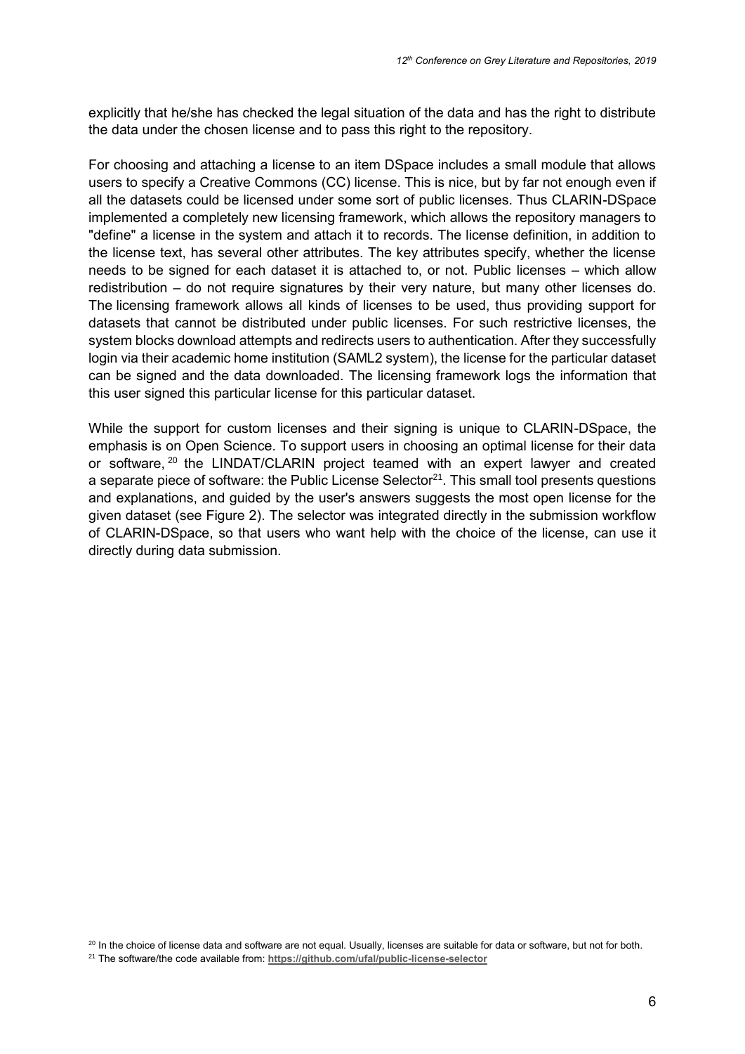explicitly that he/she has checked the legal situation of the data and has the right to distribute the data under the chosen license and to pass this right to the repository.

For choosing and attaching a license to an item DSpace includes a small module that allows users to specify a Creative Commons (CC) license. This is nice, but by far not enough even if all the datasets could be licensed under some sort of public licenses. Thus CLARIN-DSpace implemented a completely new licensing framework, which allows the repository managers to "define" a license in the system and attach it to records. The license definition, in addition to the license text, has several other attributes. The key attributes specify, whether the license needs to be signed for each dataset it is attached to, or not. Public licenses – which allow redistribution – do not require signatures by their very nature, but many other licenses do. The licensing framework allows all kinds of licenses to be used, thus providing support for datasets that cannot be distributed under public licenses. For such restrictive licenses, the system blocks download attempts and redirects users to authentication. After they successfully login via their academic home institution (SAML2 system), the license for the particular dataset can be signed and the data downloaded. The licensing framework logs the information that this user signed this particular license for this particular dataset.

While the support for custom licenses and their signing is unique to CLARIN-DSpace, the emphasis is on Open Science. To support users in choosing an optimal license for their data or software, [20] the LINDAT/CLARIN project teamed with an expert lawyer and created a separate piece of software: the Public License Selector[21]. This small tool presents questions and explanations, and guided by the user's answers suggests the most open license for the given dataset (see Figure 2). The selector was integrated directly in the submission workflow of CLARIN-DSpace, so that users who want help with the choice of the license, can use it directly during data submission.

[20] In the choice of license data and software are not equal. Usually, licenses are suitable for data or software, but not for both.

[21] The software/the code available from: **https://github.com/ufal/public-license-selector**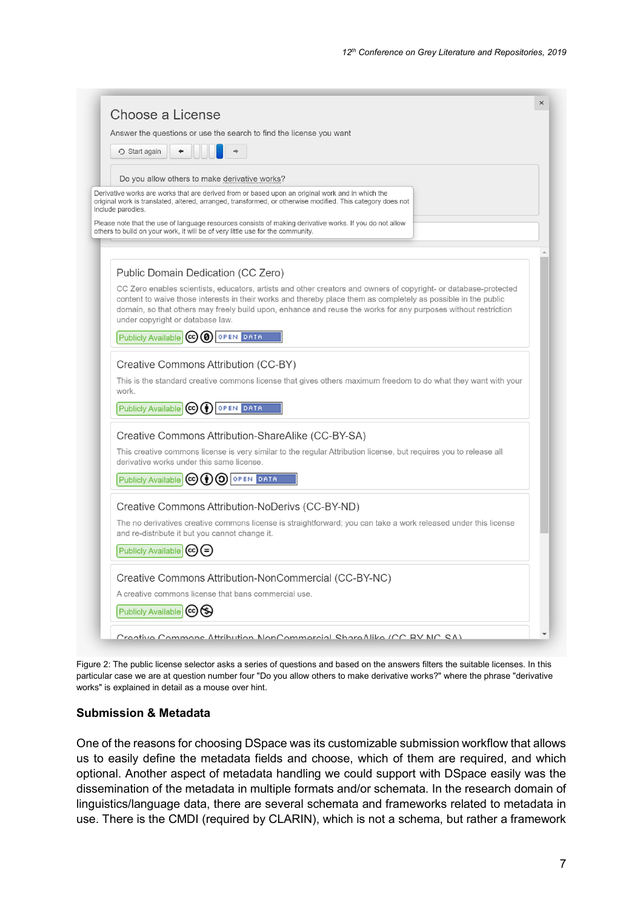Choose a License

Answer the questions or use the search to find the license you want

Start again

Do you allow others to make derivative works?

Derivative works are works that are derived from or based upon an original work and in which the original work is translated, altered, arranged, transformed, or otherwise modified. This category does not include parodies.

Please note that the use of language resources consists of making derivative works. If you do not allow others to build on your work, it will be of very little use for the community.

**Public Domain Dedication (CC Zero)**

CC Zero enables scientists, educators, artists and other creators and owners of copyright- or database-protected content to waive those interests in their works and thereby place them as completely as possible in the public domain, so that others may freely build upon, enhance and reuse the works for any purposes without restriction under copyright or database law.

Publicly Available — OPEN DATA

**Creative Commons Attribution (CC-BY)**

This is the standard creative commons license that gives others maximum freedom to do what they want with your work.

Publicly Available — OPEN DATA

**Creative Commons Attribution-ShareAlike (CC-BY-SA)**

This creative commons license is very similar to the regular Attribution license, but requires you to release all derivative works under this same license.

Publicly Available — OPEN DATA

**Creative Commons Attribution-NoDerivs (CC-BY-ND)**

The no derivatives creative commons license is straightforward; you can take a work released under this license and re-distribute it but you cannot change it.

Publicly Available

**Creative Commons Attribution-NonCommercial (CC-BY-NC)**

A creative commons license that bans commercial use.

Publicly Available

Creative Commons Attribution-NonCommercial-ShareAlike (CC-BY-NC-SA)

Figure 2: The public license selector asks a series of questions and based on the answers filters the suitable licenses. In this particular case we are at question number four "Do you allow others to make derivative works?" where the phrase "derivative works" is explained in detail as a mouse over hint.

### Submission & Metadata

One of the reasons for choosing DSpace was its customizable submission workflow that allows us to easily define the metadata fields and choose, which of them are required, and which optional. Another aspect of metadata handling we could support with DSpace easily was the dissemination of the metadata in multiple formats and/or schemata. In the research domain of linguistics/language data, there are several schemata and frameworks related to metadata in use. There is the CMDI (required by CLARIN), which is not a schema, but rather a framework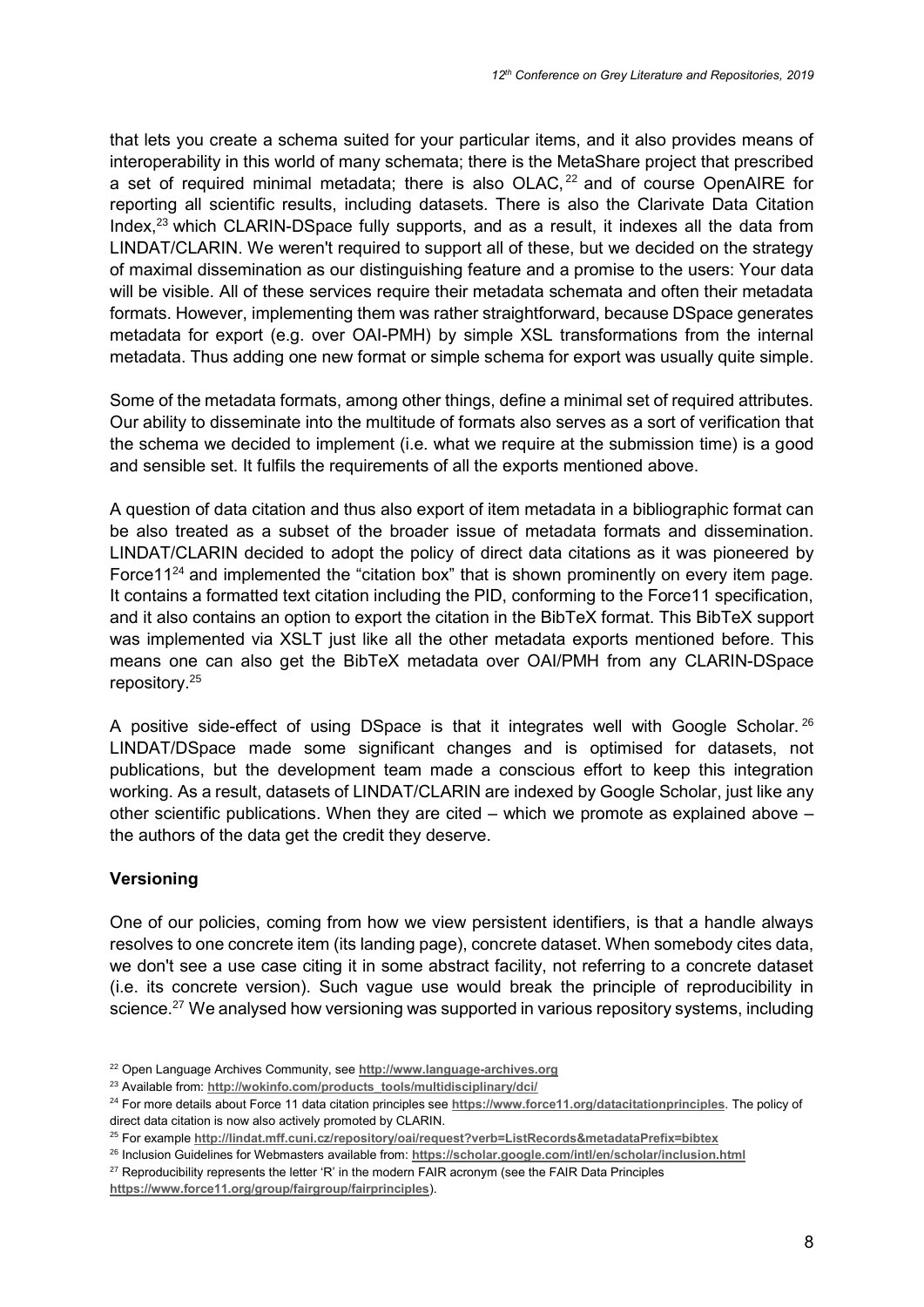that lets you create a schema suited for your particular items, and it also provides means of interoperability in this world of many schemata; there is the MetaShare project that prescribed a set of required minimal metadata; there is also OLAC,[22] and of course OpenAIRE for reporting all scientific results, including datasets. There is also the Clarivate Data Citation Index,[23] which CLARIN-DSpace fully supports, and as a result, it indexes all the data from LINDAT/CLARIN. We weren't required to support all of these, but we decided on the strategy of maximal dissemination as our distinguishing feature and a promise to the users: Your data will be visible. All of these services require their metadata schemata and often their metadata formats. However, implementing them was rather straightforward, because DSpace generates metadata for export (e.g. over OAI-PMH) by simple XSL transformations from the internal metadata. Thus adding one new format or simple schema for export was usually quite simple.

Some of the metadata formats, among other things, define a minimal set of required attributes. Our ability to disseminate into the multitude of formats also serves as a sort of verification that the schema we decided to implement (i.e. what we require at the submission time) is a good and sensible set. It fulfils the requirements of all the exports mentioned above.

A question of data citation and thus also export of item metadata in a bibliographic format can be also treated as a subset of the broader issue of metadata formats and dissemination. LINDAT/CLARIN decided to adopt the policy of direct data citations as it was pioneered by Force11[24] and implemented the "citation box" that is shown prominently on every item page. It contains a formatted text citation including the PID, conforming to the Force11 specification, and it also contains an option to export the citation in the BibTeX format. This BibTeX support was implemented via XSLT just like all the other metadata exports mentioned before. This means one can also get the BibTeX metadata over OAI/PMH from any CLARIN-DSpace repository.[25]

A positive side-effect of using DSpace is that it integrates well with Google Scholar.[26] LINDAT/DSpace made some significant changes and is optimised for datasets, not publications, but the development team made a conscious effort to keep this integration working. As a result, datasets of LINDAT/CLARIN are indexed by Google Scholar, just like any other scientific publications. When they are cited – which we promote as explained above – the authors of the data get the credit they deserve.

**Versioning**

One of our policies, coming from how we view persistent identifiers, is that a handle always resolves to one concrete item (its landing page), concrete dataset. When somebody cites data, we don't see a use case citing it in some abstract facility, not referring to a concrete dataset (i.e. its concrete version). Such vague use would break the principle of reproducibility in science.[27] We analysed how versioning was supported in various repository systems, including

---

[22] Open Language Archives Community, see **http://www.language-archives.org**

[23] Available from: **http://wokinfo.com/products_tools/multidisciplinary/dci/**

[24] For more details about Force 11 data citation principles see **https://www.force11.org/datacitationprinciples**. The policy of direct data citation is now also actively promoted by CLARIN.

[25] For example **http://lindat.mff.cuni.cz/repository/oai/request?verb=ListRecords&metadataPrefix=bibtex**

[26] Inclusion Guidelines for Webmasters available from: **https://scholar.google.com/intl/en/scholar/inclusion.html**

[27] Reproducibility represents the letter 'R' in the modern FAIR acronym (see the FAIR Data Principles **https://www.force11.org/group/fairgroup/fairprinciples**).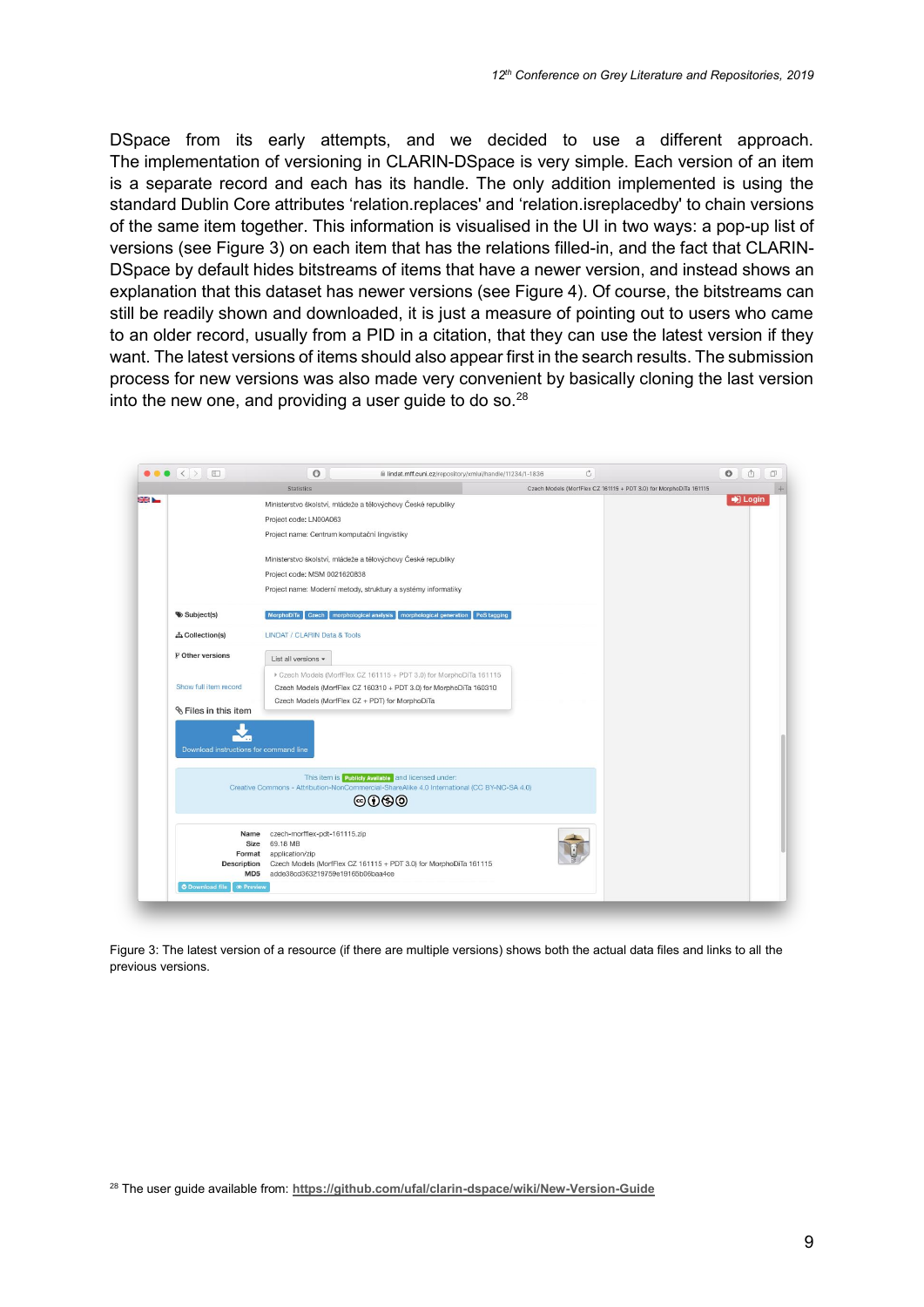DSpace from its early attempts, and we decided to use a different approach. The implementation of versioning in CLARIN-DSpace is very simple. Each version of an item is a separate record and each has its handle. The only addition implemented is using the standard Dublin Core attributes 'relation.replaces' and 'relation.isreplacedby' to chain versions of the same item together. This information is visualised in the UI in two ways: a pop-up list of versions (see Figure 3) on each item that has the relations filled-in, and the fact that CLARIN-DSpace by default hides bitstreams of items that have a newer version, and instead shows an explanation that this dataset has newer versions (see Figure 4). Of course, the bitstreams can still be readily shown and downloaded, it is just a measure of pointing out to users who came to an older record, usually from a PID in a citation, that they can use the latest version if they want. The latest versions of items should also appear first in the search results. The submission process for new versions was also made very convenient by basically cloning the last version into the new one, and providing a user guide to do so.[28]

Figure 3: The latest version of a resource (if there are multiple versions) shows both the actual data files and links to all the previous versions.

[28] The user guide available from: **https://github.com/ufal/clarin-dspace/wiki/New-Version-Guide**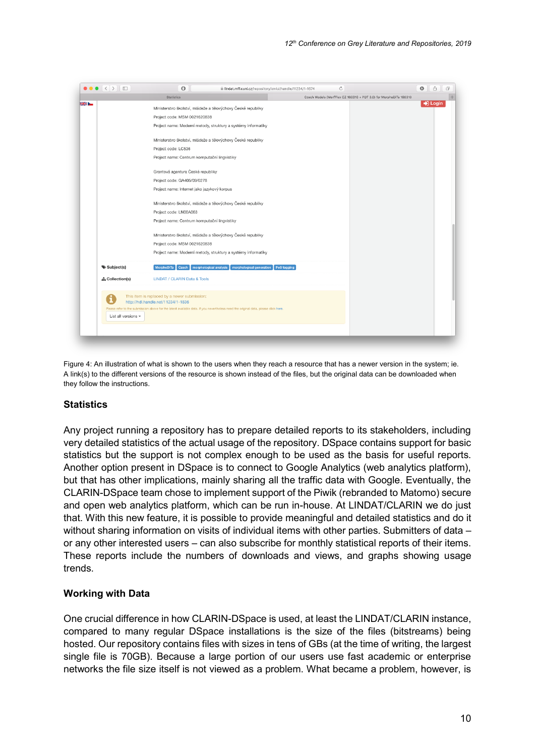Figure 4: An illustration of what is shown to the users when they reach a resource that has a newer version in the system; ie. A link(s) to the different versions of the resource is shown instead of the files, but the original data can be downloaded when they follow the instructions.

### Statistics

Any project running a repository has to prepare detailed reports to its stakeholders, including very detailed statistics of the actual usage of the repository. DSpace contains support for basic statistics but the support is not complex enough to be used as the basis for useful reports. Another option present in DSpace is to connect to Google Analytics (web analytics platform), but that has other implications, mainly sharing all the traffic data with Google. Eventually, the CLARIN-DSpace team chose to implement support of the Piwik (rebranded to Matomo) secure and open web analytics platform, which can be run in-house. At LINDAT/CLARIN we do just that. With this new feature, it is possible to provide meaningful and detailed statistics and do it without sharing information on visits of individual items with other parties. Submitters of data – or any other interested users – can also subscribe for monthly statistical reports of their items. These reports include the numbers of downloads and views, and graphs showing usage trends.

### Working with Data

One crucial difference in how CLARIN-DSpace is used, at least the LINDAT/CLARIN instance, compared to many regular DSpace installations is the size of the files (bitstreams) being hosted. Our repository contains files with sizes in tens of GBs (at the time of writing, the largest single file is 70GB). Because a large portion of our users use fast academic or enterprise networks the file size itself is not viewed as a problem. What became a problem, however, is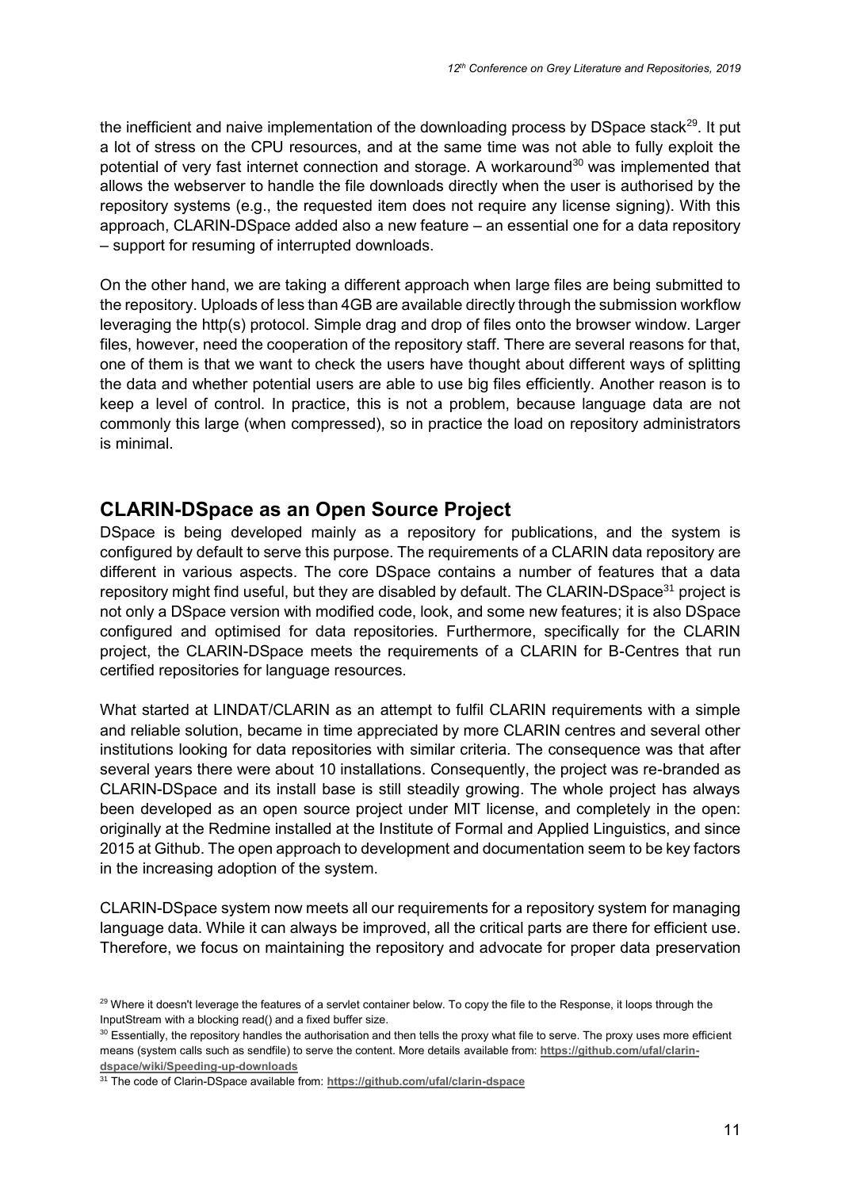the inefficient and naive implementation of the downloading process by DSpace stack[29]. It put a lot of stress on the CPU resources, and at the same time was not able to fully exploit the potential of very fast internet connection and storage. A workaround[30] was implemented that allows the webserver to handle the file downloads directly when the user is authorised by the repository systems (e.g., the requested item does not require any license signing). With this approach, CLARIN-DSpace added also a new feature – an essential one for a data repository – support for resuming of interrupted downloads.

On the other hand, we are taking a different approach when large files are being submitted to the repository. Uploads of less than 4GB are available directly through the submission workflow leveraging the http(s) protocol. Simple drag and drop of files onto the browser window. Larger files, however, need the cooperation of the repository staff. There are several reasons for that, one of them is that we want to check the users have thought about different ways of splitting the data and whether potential users are able to use big files efficiently. Another reason is to keep a level of control. In practice, this is not a problem, because language data are not commonly this large (when compressed), so in practice the load on repository administrators is minimal.

## CLARIN-DSpace as an Open Source Project

DSpace is being developed mainly as a repository for publications, and the system is configured by default to serve this purpose. The requirements of a CLARIN data repository are different in various aspects. The core DSpace contains a number of features that a data repository might find useful, but they are disabled by default. The CLARIN-DSpace[31] project is not only a DSpace version with modified code, look, and some new features; it is also DSpace configured and optimised for data repositories. Furthermore, specifically for the CLARIN project, the CLARIN-DSpace meets the requirements of a CLARIN for B-Centres that run certified repositories for language resources.

What started at LINDAT/CLARIN as an attempt to fulfil CLARIN requirements with a simple and reliable solution, became in time appreciated by more CLARIN centres and several other institutions looking for data repositories with similar criteria. The consequence was that after several years there were about 10 installations. Consequently, the project was re-branded as CLARIN-DSpace and its install base is still steadily growing. The whole project has always been developed as an open source project under MIT license, and completely in the open: originally at the Redmine installed at the Institute of Formal and Applied Linguistics, and since 2015 at Github. The open approach to development and documentation seem to be key factors in the increasing adoption of the system.

CLARIN-DSpace system now meets all our requirements for a repository system for managing language data. While it can always be improved, all the critical parts are there for efficient use. Therefore, we focus on maintaining the repository and advocate for proper data preservation

[29] Where it doesn't leverage the features of a servlet container below. To copy the file to the Response, it loops through the InputStream with a blocking read() and a fixed buffer size.

[30] Essentially, the repository handles the authorisation and then tells the proxy what file to serve. The proxy uses more efficient means (system calls such as sendfile) to serve the content. More details available from: **https://github.com/ufal/clarin-dspace/wiki/Speeding-up-downloads**

[31] The code of Clarin-DSpace available from: **https://github.com/ufal/clarin-dspace**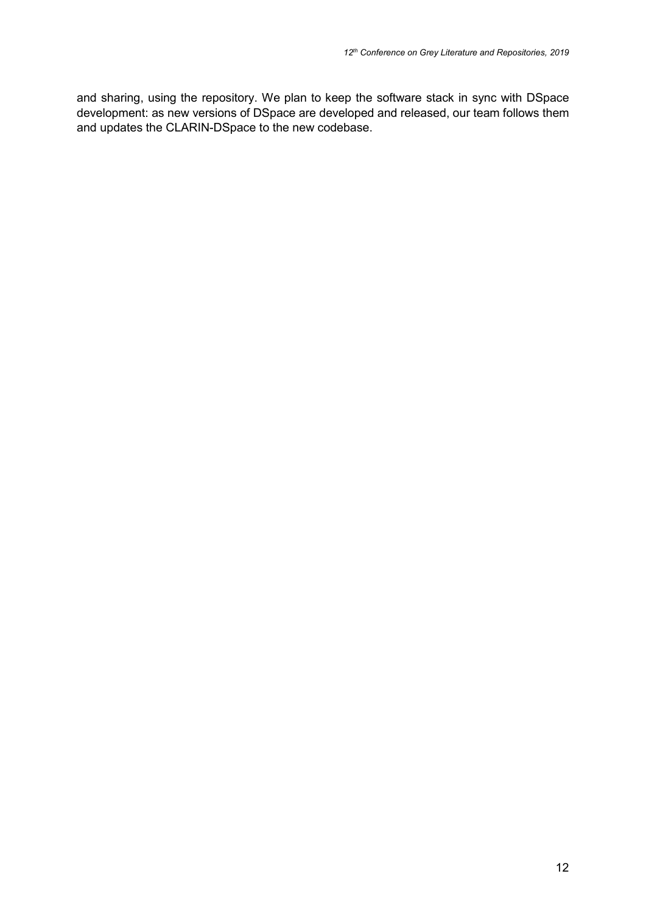and sharing, using the repository. We plan to keep the software stack in sync with DSpace development: as new versions of DSpace are developed and released, our team follows them and updates the CLARIN-DSpace to the new codebase.